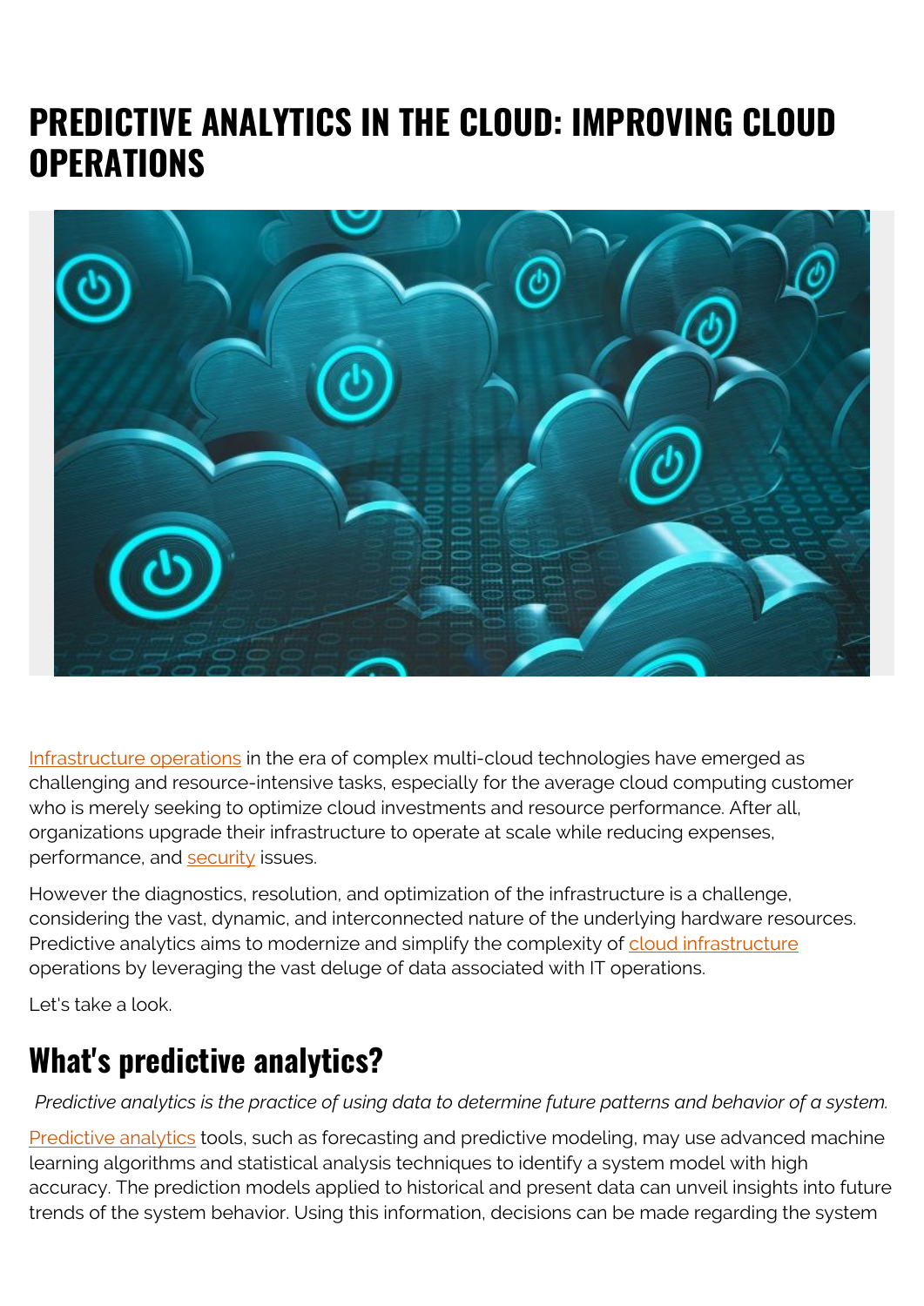# PREDICTIVE ANALYTICS IN THE CLOUD: IMPROVING CLOUD OPERATIONS

Infrastructure operations in the era of complex multi-cloud technologies have emerged as challenging and resource-intensive tasks, especially for the average cloud computing customer who is merely seeking to optimize cloud investments and resource performance. After all, organizations upgrade their infrastructure to operate at scale while reducing expenses, performance, and security issues.

However the diagnostics, resolution, and optimization of the infrastructure is a challenge, considering the vast, dynamic, and interconnected nature of the underlying hardware resources. Predictive analytics aims to modernize and simplify the complexity of cloud infrastructure operations by leveraging the vast deluge of data associated with IT operations.

Let's take a look.

## What's predictive analytics?

*Predictive analytics is the practice of using data to determine future patterns and behavior of a system.*

Predictive analytics tools, such as forecasting and predictive modeling, may use advanced machine learning algorithms and statistical analysis techniques to identify a system model with high accuracy. The prediction models applied to historical and present data can unveil insights into future trends of the system behavior. Using this information, decisions can be made regarding the system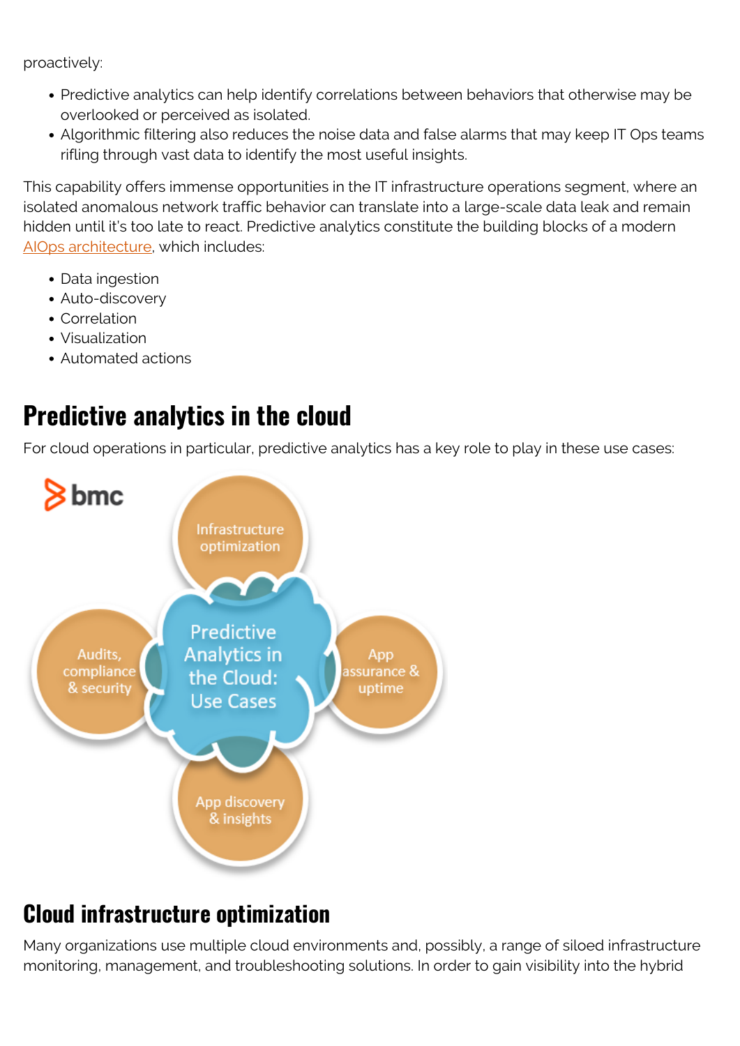proactively:

- Predictive analytics can help identify correlations between behaviors that otherwise may be overlooked or perceived as isolated.
- Algorithmic filtering also reduces the noise data and false alarms that may keep IT Ops teams rifling through vast data to identify the most useful insights.

This capability offers immense opportunities in the IT infrastructure operations segment, where an isolated anomalous network traffic behavior can translate into a large-scale data leak and remain hidden until it's too late to react. Predictive analytics constitute the building blocks of a modern AIOps architecture, which includes:

- Data ingestion
- Auto-discovery
- Correlation
- Visualization
- Automated actions

## Predictive analytics in the cloud

For cloud operations in particular, predictive analytics has a key role to play in these use cases:

## Cloud infrastructure optimization

Many organizations use multiple cloud environments and, possibly, a range of siloed infrastructure monitoring, management, and troubleshooting solutions. In order to gain visibility into the hybrid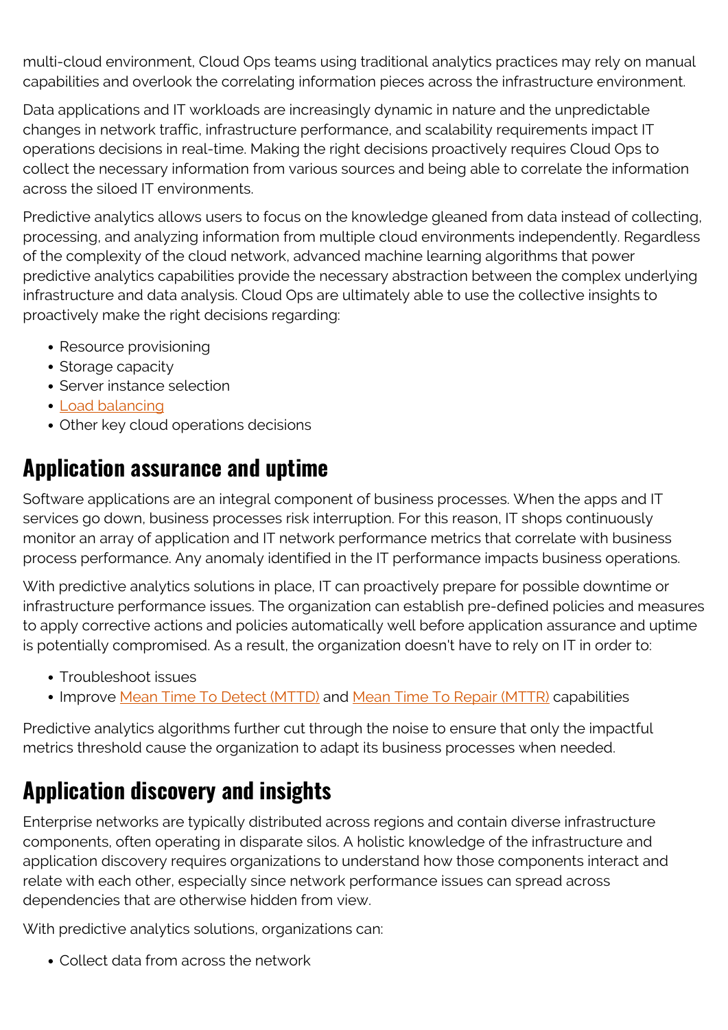multi-cloud environment, Cloud Ops teams using traditional analytics practices may rely on manual capabilities and overlook the correlating information pieces across the infrastructure environment.

Data applications and IT workloads are increasingly dynamic in nature and the unpredictable changes in network traffic, infrastructure performance, and scalability requirements impact IT operations decisions in real-time. Making the right decisions proactively requires Cloud Ops to collect the necessary information from various sources and being able to correlate the information across the siloed IT environments.

Predictive analytics allows users to focus on the knowledge gleaned from data instead of collecting, processing, and analyzing information from multiple cloud environments independently. Regardless of the complexity of the cloud network, advanced machine learning algorithms that power predictive analytics capabilities provide the necessary abstraction between the complex underlying infrastructure and data analysis. Cloud Ops are ultimately able to use the collective insights to proactively make the right decisions regarding:

- Resource provisioning
- Storage capacity
- Server instance selection
- Load balancing
- Other key cloud operations decisions

## Application assurance and uptime

Software applications are an integral component of business processes. When the apps and IT services go down, business processes risk interruption. For this reason, IT shops continuously monitor an array of application and IT network performance metrics that correlate with business process performance. Any anomaly identified in the IT performance impacts business operations.

With predictive analytics solutions in place, IT can proactively prepare for possible downtime or infrastructure performance issues. The organization can establish pre-defined policies and measures to apply corrective actions and policies automatically well before application assurance and uptime is potentially compromised. As a result, the organization doesn't have to rely on IT in order to:

- Troubleshoot issues
- Improve Mean Time To Detect (MTTD) and Mean Time To Repair (MTTR) capabilities

Predictive analytics algorithms further cut through the noise to ensure that only the impactful metrics threshold cause the organization to adapt its business processes when needed.

## Application discovery and insights

Enterprise networks are typically distributed across regions and contain diverse infrastructure components, often operating in disparate silos. A holistic knowledge of the infrastructure and application discovery requires organizations to understand how those components interact and relate with each other, especially since network performance issues can spread across dependencies that are otherwise hidden from view.

With predictive analytics solutions, organizations can:

- Collect data from across the network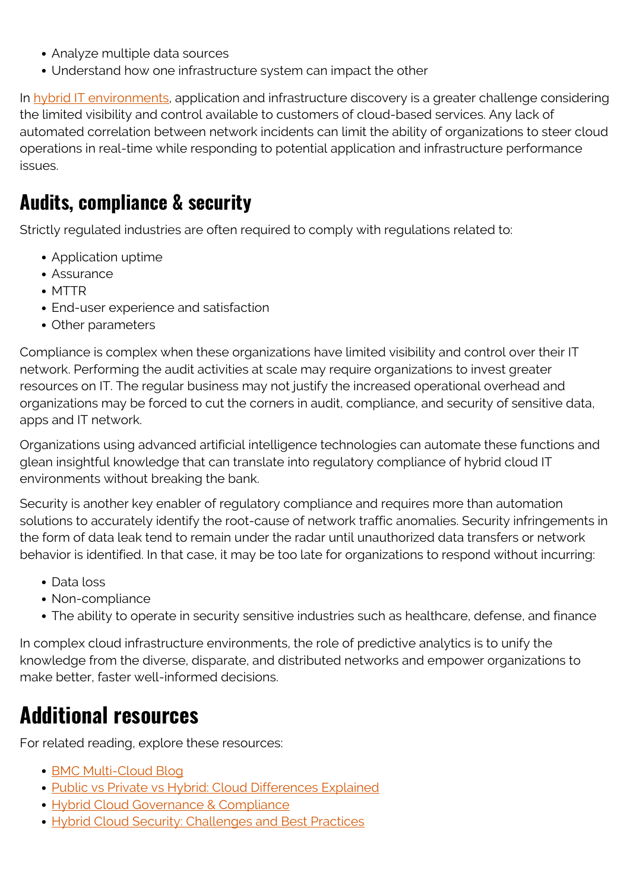- Analyze multiple data sources
- Understand how one infrastructure system can impact the other

In hybrid IT environments, application and infrastructure discovery is a greater challenge considering the limited visibility and control available to customers of cloud-based services. Any lack of automated correlation between network incidents can limit the ability of organizations to steer cloud operations in real-time while responding to potential application and infrastructure performance issues.

## Audits, compliance & security

Strictly regulated industries are often required to comply with regulations related to:

- Application uptime
- Assurance
- MTTR
- End-user experience and satisfaction
- Other parameters

Compliance is complex when these organizations have limited visibility and control over their IT network. Performing the audit activities at scale may require organizations to invest greater resources on IT. The regular business may not justify the increased operational overhead and organizations may be forced to cut the corners in audit, compliance, and security of sensitive data, apps and IT network.

Organizations using advanced artificial intelligence technologies can automate these functions and glean insightful knowledge that can translate into regulatory compliance of hybrid cloud IT environments without breaking the bank.

Security is another key enabler of regulatory compliance and requires more than automation solutions to accurately identify the root-cause of network traffic anomalies. Security infringements in the form of data leak tend to remain under the radar until unauthorized data transfers or network behavior is identified. In that case, it may be too late for organizations to respond without incurring:

- Data loss
- Non-compliance
- The ability to operate in security sensitive industries such as healthcare, defense, and finance

In complex cloud infrastructure environments, the role of predictive analytics is to unify the knowledge from the diverse, disparate, and distributed networks and empower organizations to make better, faster well-informed decisions.

# Additional resources

For related reading, explore these resources:

- BMC Multi-Cloud Blog
- Public vs Private vs Hybrid: Cloud Differences Explained
- Hybrid Cloud Governance & Compliance
- Hybrid Cloud Security: Challenges and Best Practices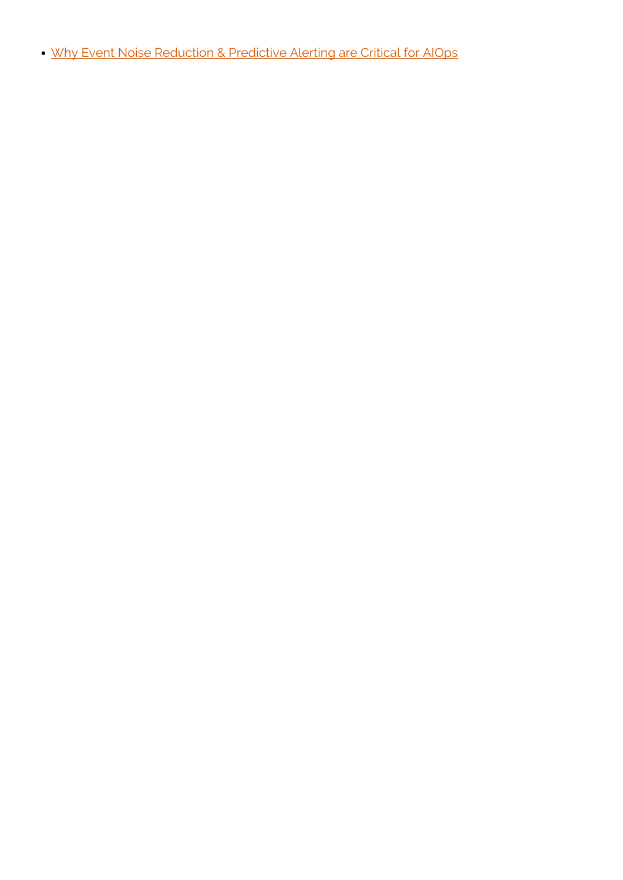- Why Event Noise Reduction & Predictive Alerting are Critical for AIOps